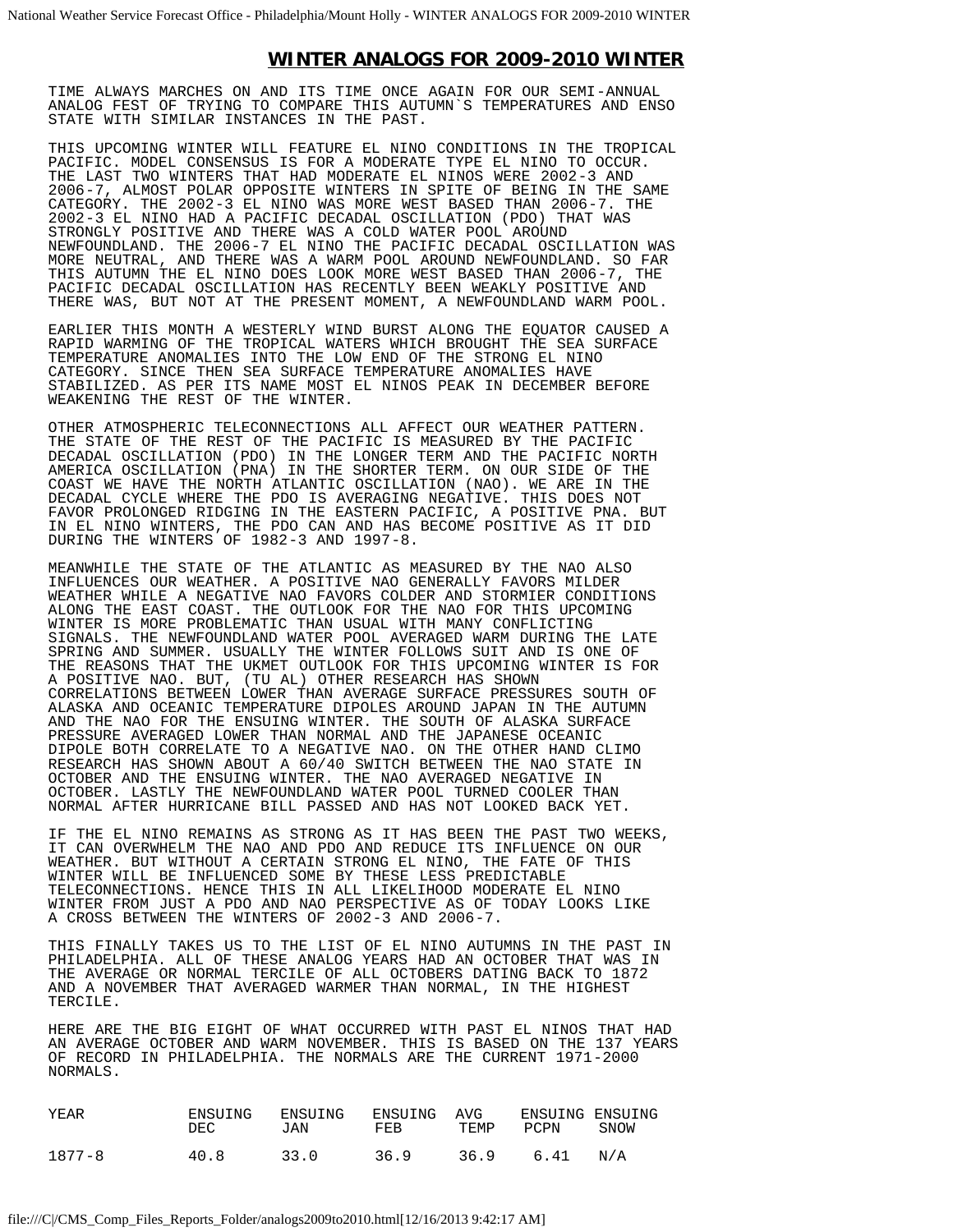# WINTER ANALOGS FOR 2009-2010 WINTER

TIME ALWAYS MARCHES ON AND ITS TIME ONCE AGAIN FOR OUR SEMI-ANNUAL ANALOG FEST OF TRYING TO COMPARE THIS AUTUMN`S TEMPERATURES AND ENSO STATE WITH SIMILAR INSTANCES IN THE PAST.

THIS UPCOMING WINTER WILL FEATURE EL NINO CONDITIONS IN THE TROPICAL PACIFIC. MODEL CONSENSUS IS FOR A MODERATE TYPE EL NINO TO OCCUR. THE LAST TWO WINTERS THAT HAD MODERATE EL NINOS WERE 2002-3 AND 2006-7, ALMOST POLAR OPPOSITE WINTERS IN SPITE OF BEING IN THE SAME CATEGORY. THE 2002-3 EL NINO WAS MORE WEST BASED THAN 2006-7. THE 2002-3 EL NINO HAD A PACIFIC DECADAL OSCILLATION (PDO) THAT WAS STRONGLY POSITIVE AND THERE WAS A COLD WATER POOL AROUND NEWFOUNDLAND. THE 2006-7 EL NINO THE PACIFIC DECADAL OSCILLATION WAS MORE NEUTRAL, AND THERE WAS A WARM POOL AROUND NEWFOUNDLAND. SO FAR THIS AUTUMN THE EL NINO DOES LOOK MORE WEST BASED THAN 2006-7, THE PACIFIC DECADAL OSCILLATION HAS RECENTLY BEEN WEAKLY POSITIVE AND THERE WAS, BUT NOT AT THE PRESENT MOMENT, A NEWFOUNDLAND WARM POOL.

EARLIER THIS MONTH A WESTERLY WIND BURST ALONG THE EQUATOR CAUSED A RAPID WARMING OF THE TROPICAL WATERS WHICH BROUGHT THE SEA SURFACE TEMPERATURE ANOMALIES INTO THE LOW END OF THE STRONG EL NINO CATEGORY. SINCE THEN SEA SURFACE TEMPERATURE ANOMALIES HAVE STABILIZED. AS PER ITS NAME MOST EL NINOS PEAK IN DECEMBER BEFORE WEAKENING THE REST OF THE WINTER.

OTHER ATMOSPHERIC TELECONNECTIONS ALL AFFECT OUR WEATHER PATTERN. THE STATE OF THE REST OF THE PACIFIC IS MEASURED BY THE PACIFIC DECADAL OSCILLATION (PDO) IN THE LONGER TERM AND THE PACIFIC NORTH AMERICA OSCILLATION (PNA) IN THE SHORTER TERM. ON OUR SIDE OF THE COAST WE HAVE THE NORTH ATLANTIC OSCILLATION (NAO). WE ARE IN THE DECADAL CYCLE WHERE THE PDO IS AVERAGING NEGATIVE. THIS DOES NOT FAVOR PROLONGED RIDGING IN THE EASTERN PACIFIC, A POSITIVE PNA. BUT IN EL NINO WINTERS, THE PDO CAN AND HAS BECOME POSITIVE AS IT DID DURING THE WINTERS OF 1982-3 AND 1997-8.

MEANWHILE THE STATE OF THE ATLANTIC AS MEASURED BY THE NAO ALSO INFLUENCES OUR WEATHER. A POSITIVE NAO GENERALLY FAVORS MILDER WEATHER WHILE A NEGATIVE NAO FAVORS COLDER AND STORMIER CONDITIONS ALONG THE EAST COAST. THE OUTLOOK FOR THE NAO FOR THIS UPCOMING WINTER IS MORE PROBLEMATIC THAN USUAL WITH MANY CONFLICTING SIGNALS. THE NEWFOUNDLAND WATER POOL AVERAGED WARM DURING THE LATE SPRING AND SUMMER. USUALLY THE WINTER FOLLOWS SUIT AND IS ONE OF THE REASONS THAT THE UKMET OUTLOOK FOR THIS UPCOMING WINTER IS FOR A POSITIVE NAO. BUT, (TU AL) OTHER RESEARCH HAS SHOWN CORRELATIONS BETWEEN LOWER THAN AVERAGE SURFACE PRESSURES SOUTH OF ALASKA AND OCEANIC TEMPERATURE DIPOLES AROUND JAPAN IN THE AUTUMN AND THE NAO FOR THE ENSUING WINTER. THE SOUTH OF ALASKA SURFACE PRESSURE AVERAGED LOWER THAN NORMAL AND THE JAPANESE OCEANIC DIPOLE BOTH CORRELATE TO A NEGATIVE NAO. ON THE OTHER HAND CLIMO RESEARCH HAS SHOWN ABOUT A 60/40 SWITCH BETWEEN THE NAO STATE IN OCTOBER AND THE ENSUING WINTER. THE NAO AVERAGED NEGATIVE IN OCTOBER. LASTLY THE NEWFOUNDLAND WATER POOL TURNED COOLER THAN NORMAL AFTER HURRICANE BILL PASSED AND HAS NOT LOOKED BACK YET.

IF THE EL NINO REMAINS AS STRONG AS IT HAS BEEN THE PAST TWO WEEKS, IT CAN OVERWHELM THE NAO AND PDO AND REDUCE ITS INFLUENCE ON OUR WEATHER. BUT WITHOUT A CERTAIN STRONG EL NINO, THE FATE OF THIS WINTER WILL BE INFLUENCED SOME BY THESE LESS PREDICTABLE TELECONNECTIONS. HENCE THIS IN ALL LIKELIHOOD MODERATE EL NINO WINTER FROM JUST A PDO AND NAO PERSPECTIVE AS OF TODAY LOOKS LIKE A CROSS BETWEEN THE WINTERS OF 2002-3 AND 2006-7.

THIS FINALLY TAKES US TO THE LIST OF EL NINO AUTUMNS IN THE PAST IN PHILADELPHIA. ALL OF THESE ANALOG YEARS HAD AN OCTOBER THAT WAS IN THE AVERAGE OR NORMAL TERCILE OF ALL OCTOBERS DATING BACK TO 1872 AND A NOVEMBER THAT AVERAGED WARMER THAN NORMAL, IN THE HIGHEST TERCILE.

HERE ARE THE BIG EIGHT OF WHAT OCCURRED WITH PAST EL NINOS THAT HAD AN AVERAGE OCTOBER AND WARM NOVEMBER. THIS IS BASED ON THE 137 YEARS OF RECORD IN PHILADELPHIA. THE NORMALS ARE THE CURRENT 1971-2000 NORMALS.

| YEAR | ENSUING DEC | ENSUING JAN | ENSUING FEB | AVG TEMP | ENSUING PCPN | ENSUING SNOW |
|---|---|---|---|---|---|---|
| 1877-8 | 40.8 | 33.0 | 36.9 | 36.9 | 6.41 | N/A |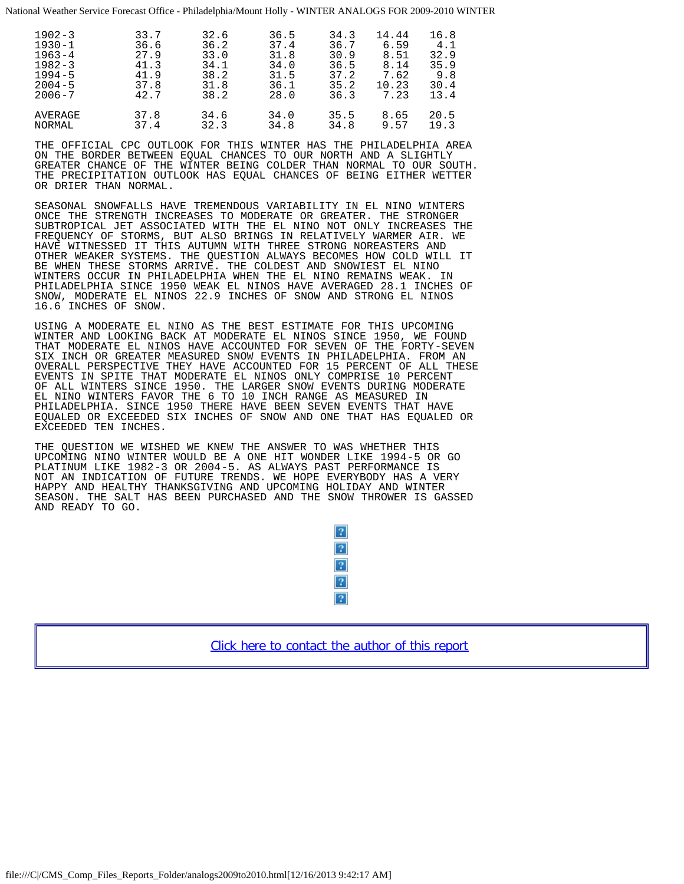| | | | | | | |
|---|---|---|---|---|---|---|
| 1902-3 | 33.7 | 32.6 | 36.5 | 34.3 | 14.44 | 16.8 |
| 1930-1 | 36.6 | 36.2 | 37.4 | 36.7 | 6.59 | 4.1 |
| 1963-4 | 27.9 | 33.0 | 31.8 | 30.9 | 8.51 | 32.9 |
| 1982-3 | 41.3 | 34.1 | 34.0 | 36.5 | 8.14 | 35.9 |
| 1994-5 | 41.9 | 38.2 | 31.5 | 37.2 | 7.62 | 9.8 |
| 2004-5 | 37.8 | 31.8 | 36.1 | 35.2 | 10.23 | 30.4 |
| 2006-7 | 42.7 | 38.2 | 28.0 | 36.3 | 7.23 | 13.4 |
| AVERAGE | 37.8 | 34.6 | 34.0 | 35.5 | 8.65 | 20.5 |
| NORMAL | 37.4 | 32.3 | 34.8 | 34.8 | 9.57 | 19.3 |

THE OFFICIAL CPC OUTLOOK FOR THIS WINTER HAS THE PHILADELPHIA AREA ON THE BORDER BETWEEN EQUAL CHANCES TO OUR NORTH AND A SLIGHTLY GREATER CHANCE OF THE WINTER BEING COLDER THAN NORMAL TO OUR SOUTH. THE PRECIPITATION OUTLOOK HAS EQUAL CHANCES OF BEING EITHER WETTER OR DRIER THAN NORMAL.

SEASONAL SNOWFALLS HAVE TREMENDOUS VARIABILITY IN EL NINO WINTERS ONCE THE STRENGTH INCREASES TO MODERATE OR GREATER. THE STRONGER SUBTROPICAL JET ASSOCIATED WITH THE EL NINO NOT ONLY INCREASES THE FREQUENCY OF STORMS, BUT ALSO BRINGS IN RELATIVELY WARMER AIR. WE HAVE WITNESSED IT THIS AUTUMN WITH THREE STRONG NOREASTERS AND OTHER WEAKER SYSTEMS. THE QUESTION ALWAYS BECOMES HOW COLD WILL IT BE WHEN THESE STORMS ARRIVE. THE COLDEST AND SNOWIEST EL NINO WINTERS OCCUR IN PHILADELPHIA WHEN THE EL NINO REMAINS WEAK. IN PHILADELPHIA SINCE 1950 WEAK EL NINOS HAVE AVERAGED 28.1 INCHES OF SNOW, MODERATE EL NINOS 22.9 INCHES OF SNOW AND STRONG EL NINOS 16.6 INCHES OF SNOW.

USING A MODERATE EL NINO AS THE BEST ESTIMATE FOR THIS UPCOMING WINTER AND LOOKING BACK AT MODERATE EL NINOS SINCE 1950, WE FOUND THAT MODERATE EL NINOS HAVE ACCOUNTED FOR SEVEN OF THE FORTY-SEVEN SIX INCH OR GREATER MEASURED SNOW EVENTS IN PHILADELPHIA. FROM AN OVERALL PERSPECTIVE THEY HAVE ACCOUNTED FOR 15 PERCENT OF ALL THESE EVENTS IN SPITE THAT MODERATE EL NINOS ONLY COMPRISE 10 PERCENT OF ALL WINTERS SINCE 1950. THE LARGER SNOW EVENTS DURING MODERATE EL NINO WINTERS FAVOR THE 6 TO 10 INCH RANGE AS MEASURED IN PHILADELPHIA. SINCE 1950 THERE HAVE BEEN SEVEN EVENTS THAT HAVE EQUALED OR EXCEEDED SIX INCHES OF SNOW AND ONE THAT HAS EQUALED OR EXCEEDED TEN INCHES.

THE QUESTION WE WISHED WE KNEW THE ANSWER TO WAS WHETHER THIS UPCOMING NINO WINTER WOULD BE A ONE HIT WONDER LIKE 1994-5 OR GO PLATINUM LIKE 1982-3 OR 2004-5. AS ALWAYS PAST PERFORMANCE IS NOT AN INDICATION OF FUTURE TRENDS. WE HOPE EVERYBODY HAS A VERY HAPPY AND HEALTHY THANKSGIVING AND UPCOMING HOLIDAY AND WINTER SEASON. THE SALT HAS BEEN PURCHASED AND THE SNOW THROWER IS GASSED AND READY TO GO.

Click here to contact the author of this report